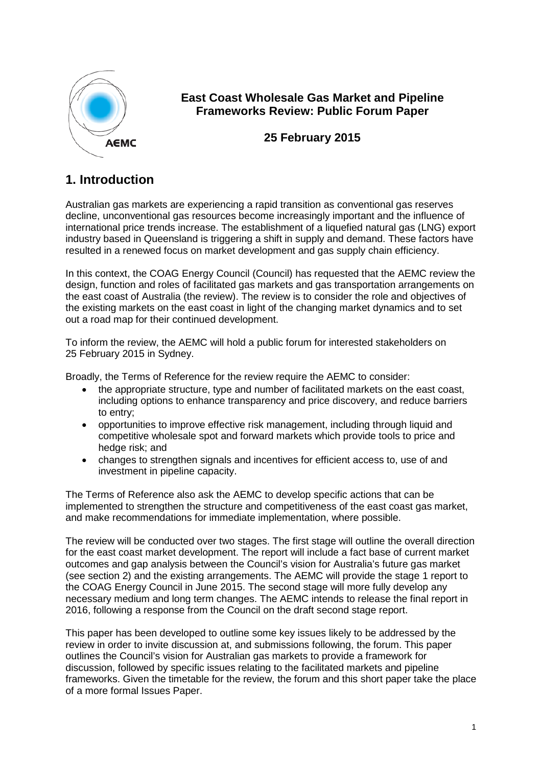**East Coast Wholesale Gas Market and Pipeline Frameworks Review: Public Forum Paper**

**25 February 2015**

# 1. Introduction

Australian gas markets are experiencing a rapid transition as conventional gas reserves decline, unconventional gas resources become increasingly important and the influence of international price trends increase. The establishment of a liquefied natural gas (LNG) export industry based in Queensland is triggering a shift in supply and demand. These factors have resulted in a renewed focus on market development and gas supply chain efficiency.

In this context, the COAG Energy Council (Council) has requested that the AEMC review the design, function and roles of facilitated gas markets and gas transportation arrangements on the east coast of Australia (the review). The review is to consider the role and objectives of the existing markets on the east coast in light of the changing market dynamics and to set out a road map for their continued development.

To inform the review, the AEMC will hold a public forum for interested stakeholders on 25 February 2015 in Sydney.

Broadly, the Terms of Reference for the review require the AEMC to consider:

- the appropriate structure, type and number of facilitated markets on the east coast, including options to enhance transparency and price discovery, and reduce barriers to entry;
- opportunities to improve effective risk management, including through liquid and competitive wholesale spot and forward markets which provide tools to price and hedge risk; and
- changes to strengthen signals and incentives for efficient access to, use of and investment in pipeline capacity.

The Terms of Reference also ask the AEMC to develop specific actions that can be implemented to strengthen the structure and competitiveness of the east coast gas market, and make recommendations for immediate implementation, where possible.

The review will be conducted over two stages. The first stage will outline the overall direction for the east coast market development. The report will include a fact base of current market outcomes and gap analysis between the Council's vision for Australia's future gas market (see section 2) and the existing arrangements. The AEMC will provide the stage 1 report to the COAG Energy Council in June 2015. The second stage will more fully develop any necessary medium and long term changes. The AEMC intends to release the final report in 2016, following a response from the Council on the draft second stage report.

This paper has been developed to outline some key issues likely to be addressed by the review in order to invite discussion at, and submissions following, the forum. This paper outlines the Council's vision for Australian gas markets to provide a framework for discussion, followed by specific issues relating to the facilitated markets and pipeline frameworks. Given the timetable for the review, the forum and this short paper take the place of a more formal Issues Paper.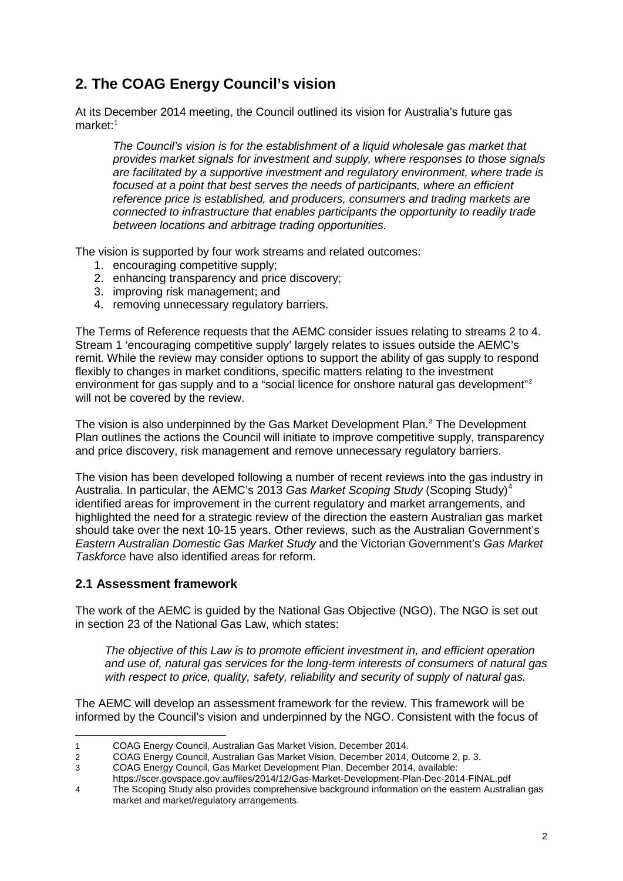## 2. The COAG Energy Council's vision

At its December 2014 meeting, the Council outlined its vision for Australia's future gas market:[1]

> *The Council's vision is for the establishment of a liquid wholesale gas market that provides market signals for investment and supply, where responses to those signals are facilitated by a supportive investment and regulatory environment, where trade is focused at a point that best serves the needs of participants, where an efficient reference price is established, and producers, consumers and trading markets are connected to infrastructure that enables participants the opportunity to readily trade between locations and arbitrage trading opportunities.*

The vision is supported by four work streams and related outcomes:

1. encouraging competitive supply;
2. enhancing transparency and price discovery;
3. improving risk management; and
4. removing unnecessary regulatory barriers.

The Terms of Reference requests that the AEMC consider issues relating to streams 2 to 4. Stream 1 'encouraging competitive supply' largely relates to issues outside the AEMC's remit. While the review may consider options to support the ability of gas supply to respond flexibly to changes in market conditions, specific matters relating to the investment environment for gas supply and to a "social licence for onshore natural gas development"[2] will not be covered by the review.

The vision is also underpinned by the Gas Market Development Plan.[3] The Development Plan outlines the actions the Council will initiate to improve competitive supply, transparency and price discovery, risk management and remove unnecessary regulatory barriers.

The vision has been developed following a number of recent reviews into the gas industry in Australia. In particular, the AEMC's 2013 *Gas Market Scoping Study* (Scoping Study)[4] identified areas for improvement in the current regulatory and market arrangements, and highlighted the need for a strategic review of the direction the eastern Australian gas market should take over the next 10-15 years. Other reviews, such as the Australian Government's *Eastern Australian Domestic Gas Market Study* and the Victorian Government's *Gas Market Taskforce* have also identified areas for reform.

### 2.1 Assessment framework

The work of the AEMC is guided by the National Gas Objective (NGO). The NGO is set out in section 23 of the National Gas Law, which states:

> *The objective of this Law is to promote efficient investment in, and efficient operation and use of, natural gas services for the long-term interests of consumers of natural gas with respect to price, quality, safety, reliability and security of supply of natural gas.*

The AEMC will develop an assessment framework for the review. This framework will be informed by the Council's vision and underpinned by the NGO. Consistent with the focus of

---

1 COAG Energy Council, Australian Gas Market Vision, December 2014.

2 COAG Energy Council, Australian Gas Market Vision, December 2014, Outcome 2, p. 3.

3 COAG Energy Council, Gas Market Development Plan, December 2014, available: https://scer.govspace.gov.au/files/2014/12/Gas-Market-Development-Plan-Dec-2014-FINAL.pdf

4 The Scoping Study also provides comprehensive background information on the eastern Australian gas market and market/regulatory arrangements.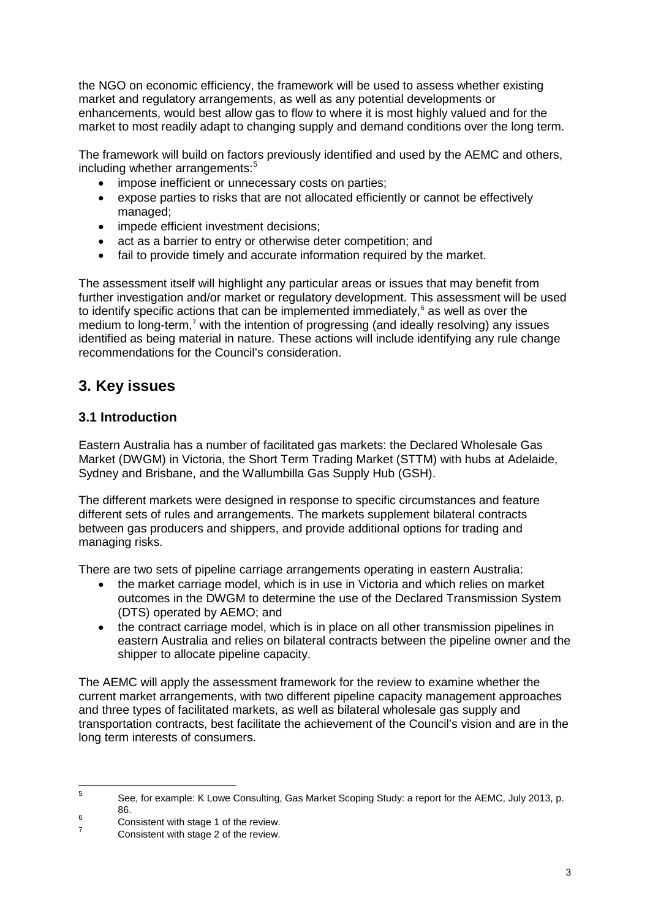the NGO on economic efficiency, the framework will be used to assess whether existing market and regulatory arrangements, as well as any potential developments or enhancements, would best allow gas to flow to where it is most highly valued and for the market to most readily adapt to changing supply and demand conditions over the long term.

The framework will build on factors previously identified and used by the AEMC and others, including whether arrangements:[5]

- impose inefficient or unnecessary costs on parties;
- expose parties to risks that are not allocated efficiently or cannot be effectively managed;
- impede efficient investment decisions;
- act as a barrier to entry or otherwise deter competition; and
- fail to provide timely and accurate information required by the market.

The assessment itself will highlight any particular areas or issues that may benefit from further investigation and/or market or regulatory development. This assessment will be used to identify specific actions that can be implemented immediately,[6] as well as over the medium to long-term,[7] with the intention of progressing (and ideally resolving) any issues identified as being material in nature. These actions will include identifying any rule change recommendations for the Council's consideration.

## 3. Key issues

### 3.1 Introduction

Eastern Australia has a number of facilitated gas markets: the Declared Wholesale Gas Market (DWGM) in Victoria, the Short Term Trading Market (STTM) with hubs at Adelaide, Sydney and Brisbane, and the Wallumbilla Gas Supply Hub (GSH).

The different markets were designed in response to specific circumstances and feature different sets of rules and arrangements. The markets supplement bilateral contracts between gas producers and shippers, and provide additional options for trading and managing risks.

There are two sets of pipeline carriage arrangements operating in eastern Australia:

- the market carriage model, which is in use in Victoria and which relies on market outcomes in the DWGM to determine the use of the Declared Transmission System (DTS) operated by AEMO; and
- the contract carriage model, which is in place on all other transmission pipelines in eastern Australia and relies on bilateral contracts between the pipeline owner and the shipper to allocate pipeline capacity.

The AEMC will apply the assessment framework for the review to examine whether the current market arrangements, with two different pipeline capacity management approaches and three types of facilitated markets, as well as bilateral wholesale gas supply and transportation contracts, best facilitate the achievement of the Council's vision and are in the long term interests of consumers.

---

[5] See, for example: K Lowe Consulting, Gas Market Scoping Study: a report for the AEMC, July 2013, p. 86.

[6] Consistent with stage 1 of the review.

[7] Consistent with stage 2 of the review.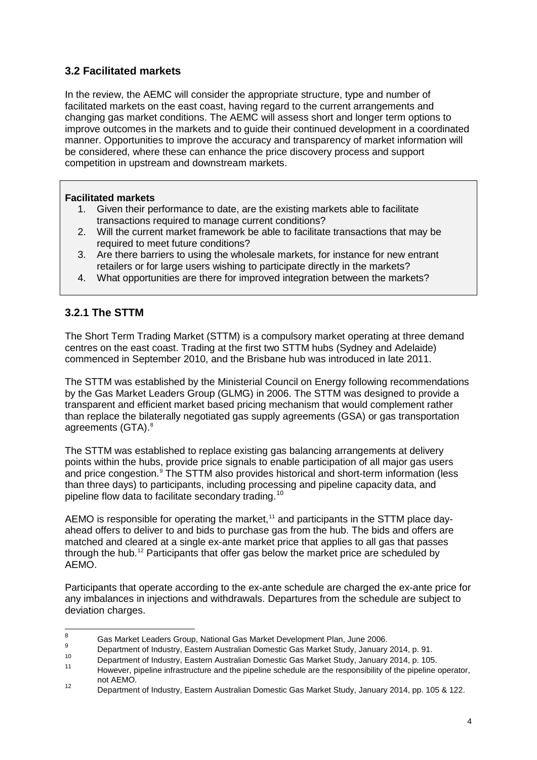### 3.2 Facilitated markets

In the review, the AEMC will consider the appropriate structure, type and number of facilitated markets on the east coast, having regard to the current arrangements and changing gas market conditions. The AEMC will assess short and longer term options to improve outcomes in the markets and to guide their continued development in a coordinated manner. Opportunities to improve the accuracy and transparency of market information will be considered, where these can enhance the price discovery process and support competition in upstream and downstream markets.

> **Facilitated markets**
>
> 1. Given their performance to date, are the existing markets able to facilitate transactions required to manage current conditions?
> 2. Will the current market framework be able to facilitate transactions that may be required to meet future conditions?
> 3. Are there barriers to using the wholesale markets, for instance for new entrant retailers or for large users wishing to participate directly in the markets?
> 4. What opportunities are there for improved integration between the markets?

### 3.2.1 The STTM

The Short Term Trading Market (STTM) is a compulsory market operating at three demand centres on the east coast. Trading at the first two STTM hubs (Sydney and Adelaide) commenced in September 2010, and the Brisbane hub was introduced in late 2011.

The STTM was established by the Ministerial Council on Energy following recommendations by the Gas Market Leaders Group (GLMG) in 2006. The STTM was designed to provide a transparent and efficient market based pricing mechanism that would complement rather than replace the bilaterally negotiated gas supply agreements (GSA) or gas transportation agreements (GTA).[8]

The STTM was established to replace existing gas balancing arrangements at delivery points within the hubs, provide price signals to enable participation of all major gas users and price congestion.[9] The STTM also provides historical and short-term information (less than three days) to participants, including processing and pipeline capacity data, and pipeline flow data to facilitate secondary trading.[10]

AEMO is responsible for operating the market,[11] and participants in the STTM place day-ahead offers to deliver to and bids to purchase gas from the hub. The bids and offers are matched and cleared at a single ex-ante market price that applies to all gas that passes through the hub.[12] Participants that offer gas below the market price are scheduled by AEMO.

Participants that operate according to the ex-ante schedule are charged the ex-ante price for any imbalances in injections and withdrawals. Departures from the schedule are subject to deviation charges.

---

8 Gas Market Leaders Group, National Gas Market Development Plan, June 2006.

9 Department of Industry, Eastern Australian Domestic Gas Market Study, January 2014, p. 91.

10 Department of Industry, Eastern Australian Domestic Gas Market Study, January 2014, p. 105.

11 However, pipeline infrastructure and the pipeline schedule are the responsibility of the pipeline operator, not AEMO.

12 Department of Industry, Eastern Australian Domestic Gas Market Study, January 2014, pp. 105 & 122.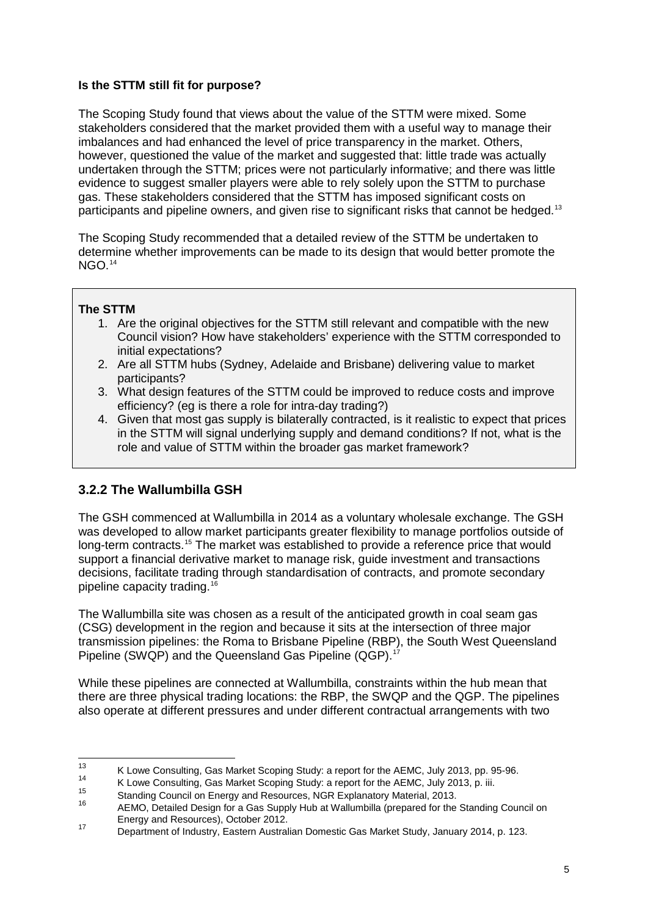**Is the STTM still fit for purpose?**

The Scoping Study found that views about the value of the STTM were mixed. Some stakeholders considered that the market provided them with a useful way to manage their imbalances and had enhanced the level of price transparency in the market. Others, however, questioned the value of the market and suggested that: little trade was actually undertaken through the STTM; prices were not particularly informative; and there was little evidence to suggest smaller players were able to rely solely upon the STTM to purchase gas. These stakeholders considered that the STTM has imposed significant costs on participants and pipeline owners, and given rise to significant risks that cannot be hedged.[13]

The Scoping Study recommended that a detailed review of the STTM be undertaken to determine whether improvements can be made to its design that would better promote the NGO.[14]

> **The STTM**
>
> 1. Are the original objectives for the STTM still relevant and compatible with the new Council vision? How have stakeholders' experience with the STTM corresponded to initial expectations?
> 2. Are all STTM hubs (Sydney, Adelaide and Brisbane) delivering value to market participants?
> 3. What design features of the STTM could be improved to reduce costs and improve efficiency? (eg is there a role for intra-day trading?)
> 4. Given that most gas supply is bilaterally contracted, is it realistic to expect that prices in the STTM will signal underlying supply and demand conditions? If not, what is the role and value of STTM within the broader gas market framework?

### 3.2.2 The Wallumbilla GSH

The GSH commenced at Wallumbilla in 2014 as a voluntary wholesale exchange. The GSH was developed to allow market participants greater flexibility to manage portfolios outside of long-term contracts.[15] The market was established to provide a reference price that would support a financial derivative market to manage risk, guide investment and transactions decisions, facilitate trading through standardisation of contracts, and promote secondary pipeline capacity trading.[16]

The Wallumbilla site was chosen as a result of the anticipated growth in coal seam gas (CSG) development in the region and because it sits at the intersection of three major transmission pipelines: the Roma to Brisbane Pipeline (RBP), the South West Queensland Pipeline (SWQP) and the Queensland Gas Pipeline (QGP).[17]

While these pipelines are connected at Wallumbilla, constraints within the hub mean that there are three physical trading locations: the RBP, the SWQP and the QGP. The pipelines also operate at different pressures and under different contractual arrangements with two

---

[13] K Lowe Consulting, Gas Market Scoping Study: a report for the AEMC, July 2013, pp. 95-96.

[14] K Lowe Consulting, Gas Market Scoping Study: a report for the AEMC, July 2013, p. iii.

[15] Standing Council on Energy and Resources, NGR Explanatory Material, 2013.

[16] AEMO, Detailed Design for a Gas Supply Hub at Wallumbilla (prepared for the Standing Council on Energy and Resources), October 2012.

[17] Department of Industry, Eastern Australian Domestic Gas Market Study, January 2014, p. 123.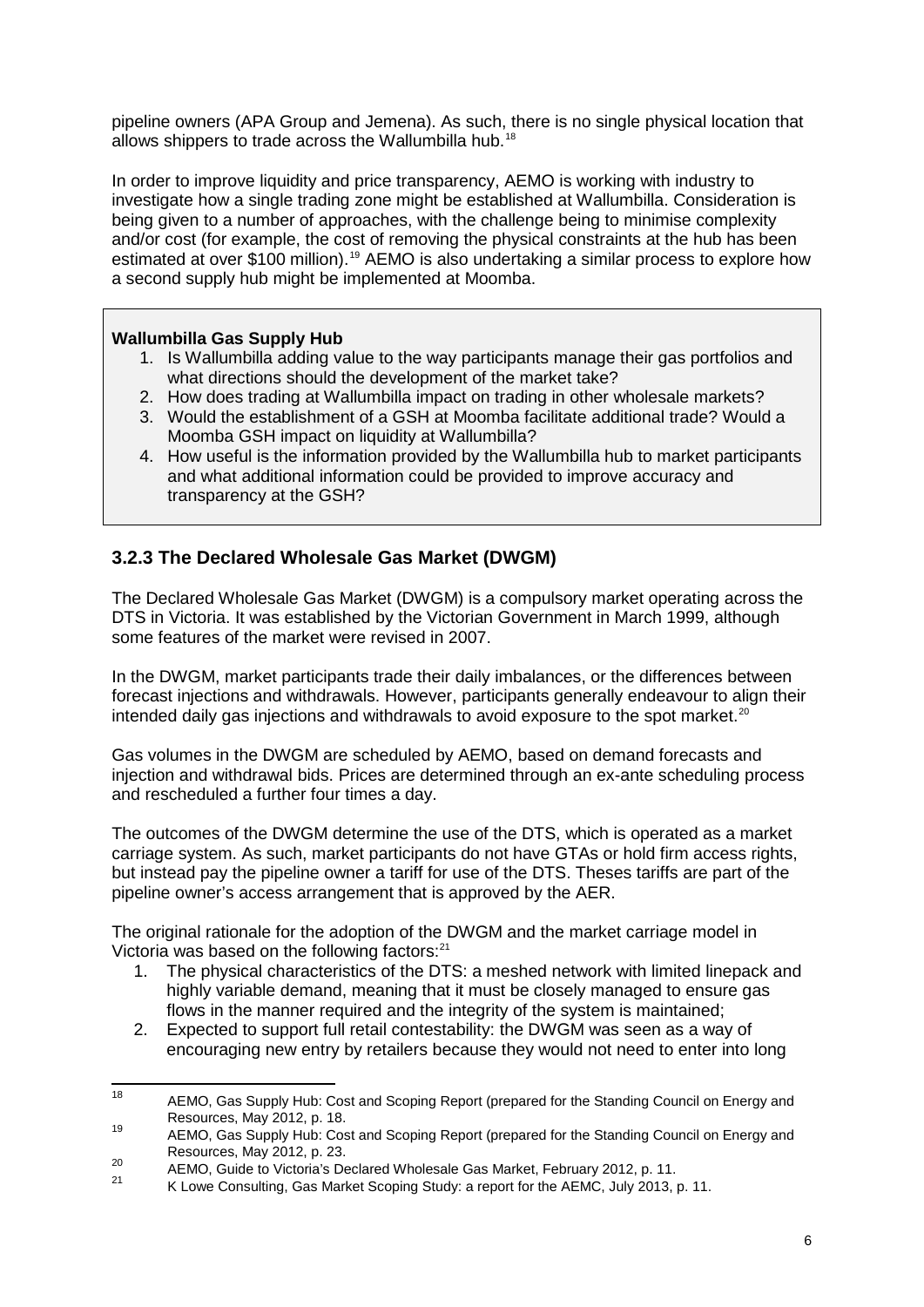pipeline owners (APA Group and Jemena). As such, there is no single physical location that allows shippers to trade across the Wallumbilla hub.[18]

In order to improve liquidity and price transparency, AEMO is working with industry to investigate how a single trading zone might be established at Wallumbilla. Consideration is being given to a number of approaches, with the challenge being to minimise complexity and/or cost (for example, the cost of removing the physical constraints at the hub has been estimated at over $100 million).[19] AEMO is also undertaking a similar process to explore how a second supply hub might be implemented at Moomba.

**Wallumbilla Gas Supply Hub**

1. Is Wallumbilla adding value to the way participants manage their gas portfolios and what directions should the development of the market take?
2. How does trading at Wallumbilla impact on trading in other wholesale markets?
3. Would the establishment of a GSH at Moomba facilitate additional trade? Would a Moomba GSH impact on liquidity at Wallumbilla?
4. How useful is the information provided by the Wallumbilla hub to market participants and what additional information could be provided to improve accuracy and transparency at the GSH?

### 3.2.3 The Declared Wholesale Gas Market (DWGM)

The Declared Wholesale Gas Market (DWGM) is a compulsory market operating across the DTS in Victoria. It was established by the Victorian Government in March 1999, although some features of the market were revised in 2007.

In the DWGM, market participants trade their daily imbalances, or the differences between forecast injections and withdrawals. However, participants generally endeavour to align their intended daily gas injections and withdrawals to avoid exposure to the spot market.[20]

Gas volumes in the DWGM are scheduled by AEMO, based on demand forecasts and injection and withdrawal bids. Prices are determined through an ex-ante scheduling process and rescheduled a further four times a day.

The outcomes of the DWGM determine the use of the DTS, which is operated as a market carriage system. As such, market participants do not have GTAs or hold firm access rights, but instead pay the pipeline owner a tariff for use of the DTS. Theses tariffs are part of the pipeline owner's access arrangement that is approved by the AER.

The original rationale for the adoption of the DWGM and the market carriage model in Victoria was based on the following factors:[21]

1. The physical characteristics of the DTS: a meshed network with limited linepack and highly variable demand, meaning that it must be closely managed to ensure gas flows in the manner required and the integrity of the system is maintained;
2. Expected to support full retail contestability: the DWGM was seen as a way of encouraging new entry by retailers because they would not need to enter into long

---

[18] AEMO, Gas Supply Hub: Cost and Scoping Report (prepared for the Standing Council on Energy and Resources, May 2012, p. 18.

[19] AEMO, Gas Supply Hub: Cost and Scoping Report (prepared for the Standing Council on Energy and Resources, May 2012, p. 23.

[20] AEMO, Guide to Victoria's Declared Wholesale Gas Market, February 2012, p. 11.

[21] K Lowe Consulting, Gas Market Scoping Study: a report for the AEMC, July 2013, p. 11.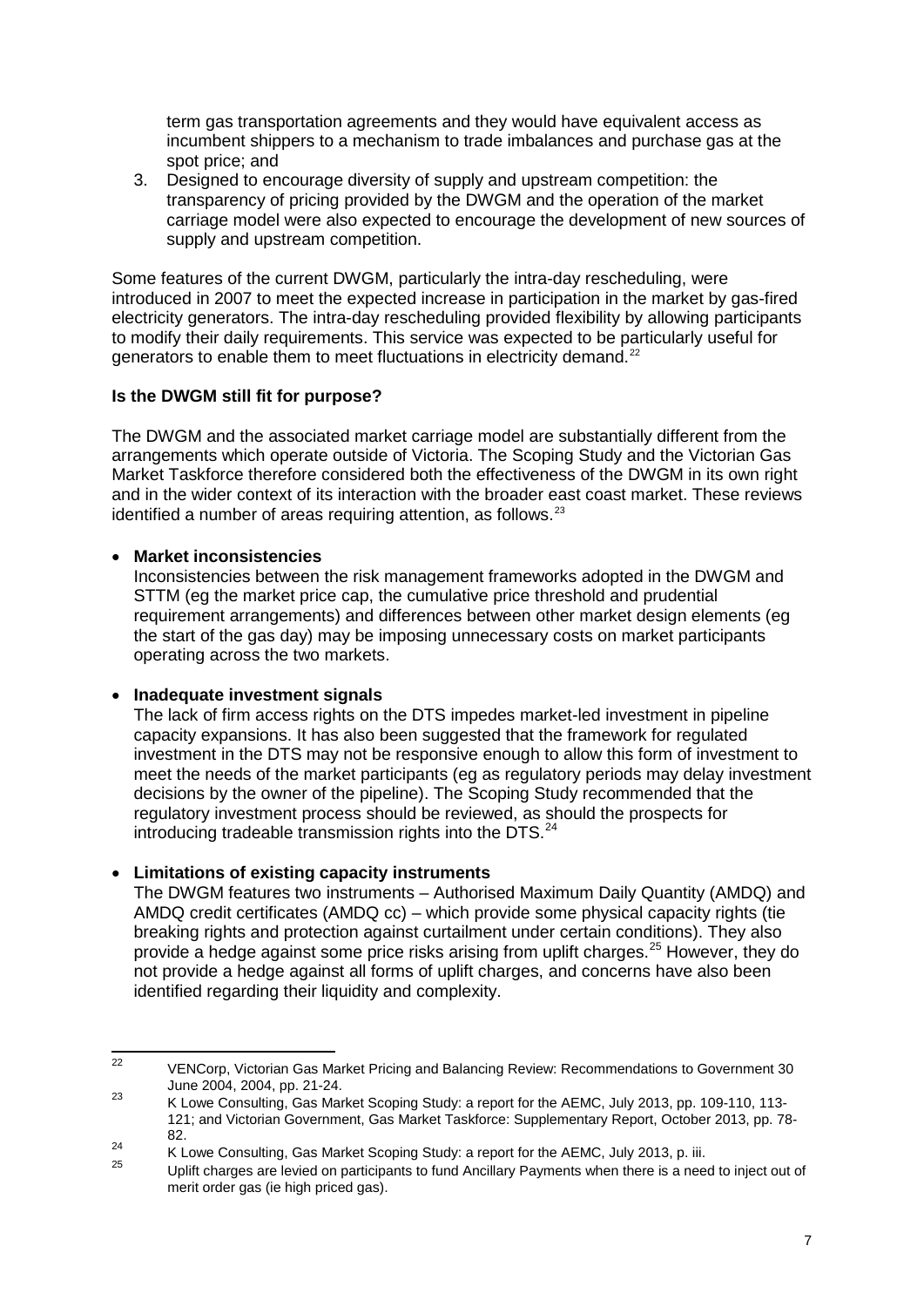term gas transportation agreements and they would have equivalent access as incumbent shippers to a mechanism to trade imbalances and purchase gas at the spot price; and

3. Designed to encourage diversity of supply and upstream competition: the transparency of pricing provided by the DWGM and the operation of the market carriage model were also expected to encourage the development of new sources of supply and upstream competition.

Some features of the current DWGM, particularly the intra-day rescheduling, were introduced in 2007 to meet the expected increase in participation in the market by gas-fired electricity generators. The intra-day rescheduling provided flexibility by allowing participants to modify their daily requirements. This service was expected to be particularly useful for generators to enable them to meet fluctuations in electricity demand.[22]

**Is the DWGM still fit for purpose?**

The DWGM and the associated market carriage model are substantially different from the arrangements which operate outside of Victoria. The Scoping Study and the Victorian Gas Market Taskforce therefore considered both the effectiveness of the DWGM in its own right and in the wider context of its interaction with the broader east coast market. These reviews identified a number of areas requiring attention, as follows.[23]

- **Market inconsistencies**
  Inconsistencies between the risk management frameworks adopted in the DWGM and STTM (eg the market price cap, the cumulative price threshold and prudential requirement arrangements) and differences between other market design elements (eg the start of the gas day) may be imposing unnecessary costs on market participants operating across the two markets.

- **Inadequate investment signals**
  The lack of firm access rights on the DTS impedes market-led investment in pipeline capacity expansions. It has also been suggested that the framework for regulated investment in the DTS may not be responsive enough to allow this form of investment to meet the needs of the market participants (eg as regulatory periods may delay investment decisions by the owner of the pipeline). The Scoping Study recommended that the regulatory investment process should be reviewed, as should the prospects for introducing tradeable transmission rights into the DTS.[24]

- **Limitations of existing capacity instruments**
  The DWGM features two instruments – Authorised Maximum Daily Quantity (AMDQ) and AMDQ credit certificates (AMDQ cc) – which provide some physical capacity rights (tie breaking rights and protection against curtailment under certain conditions). They also provide a hedge against some price risks arising from uplift charges.[25] However, they do not provide a hedge against all forms of uplift charges, and concerns have also been identified regarding their liquidity and complexity.

---

[22] VENCorp, Victorian Gas Market Pricing and Balancing Review: Recommendations to Government 30 June 2004, 2004, pp. 21-24.

[23] K Lowe Consulting, Gas Market Scoping Study: a report for the AEMC, July 2013, pp. 109-110, 113-121; and Victorian Government, Gas Market Taskforce: Supplementary Report, October 2013, pp. 78-82.

[24] K Lowe Consulting, Gas Market Scoping Study: a report for the AEMC, July 2013, p. iii.

[25] Uplift charges are levied on participants to fund Ancillary Payments when there is a need to inject out of merit order gas (ie high priced gas).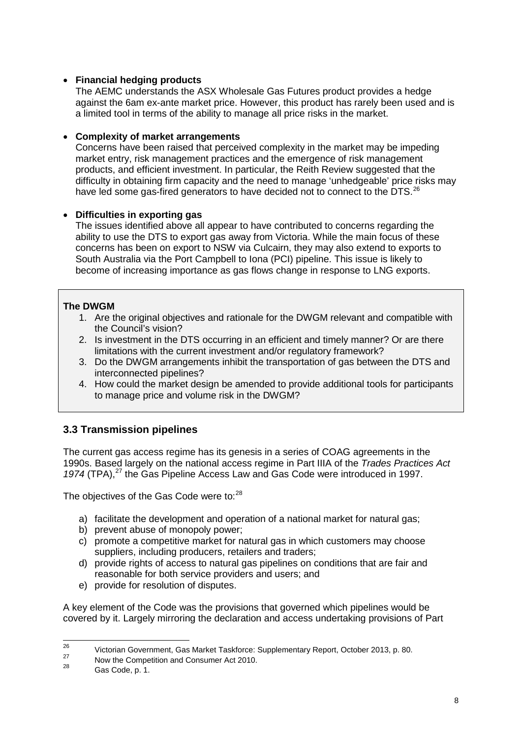- **Financial hedging products**
  The AEMC understands the ASX Wholesale Gas Futures product provides a hedge against the 6am ex-ante market price. However, this product has rarely been used and is a limited tool in terms of the ability to manage all price risks in the market.

- **Complexity of market arrangements**
  Concerns have been raised that perceived complexity in the market may be impeding market entry, risk management practices and the emergence of risk management products, and efficient investment. In particular, the Reith Review suggested that the difficulty in obtaining firm capacity and the need to manage 'unhedgeable' price risks may have led some gas-fired generators to have decided not to connect to the DTS.[26]

- **Difficulties in exporting gas**
  The issues identified above all appear to have contributed to concerns regarding the ability to use the DTS to export gas away from Victoria. While the main focus of these concerns has been on export to NSW via Culcairn, they may also extend to exports to South Australia via the Port Campbell to Iona (PCI) pipeline. This issue is likely to become of increasing importance as gas flows change in response to LNG exports.

**The DWGM**

1. Are the original objectives and rationale for the DWGM relevant and compatible with the Council's vision?
2. Is investment in the DTS occurring in an efficient and timely manner? Or are there limitations with the current investment and/or regulatory framework?
3. Do the DWGM arrangements inhibit the transportation of gas between the DTS and interconnected pipelines?
4. How could the market design be amended to provide additional tools for participants to manage price and volume risk in the DWGM?

### 3.3 Transmission pipelines

The current gas access regime has its genesis in a series of COAG agreements in the 1990s. Based largely on the national access regime in Part IIIA of the *Trades Practices Act 1974* (TPA),[27] the Gas Pipeline Access Law and Gas Code were introduced in 1997.

The objectives of the Gas Code were to:[28]

a) facilitate the development and operation of a national market for natural gas;
b) prevent abuse of monopoly power;
c) promote a competitive market for natural gas in which customers may choose suppliers, including producers, retailers and traders;
d) provide rights of access to natural gas pipelines on conditions that are fair and reasonable for both service providers and users; and
e) provide for resolution of disputes.

A key element of the Code was the provisions that governed which pipelines would be covered by it. Largely mirroring the declaration and access undertaking provisions of Part

---

[26] Victorian Government, Gas Market Taskforce: Supplementary Report, October 2013, p. 80.
[27] Now the Competition and Consumer Act 2010.
[28] Gas Code, p. 1.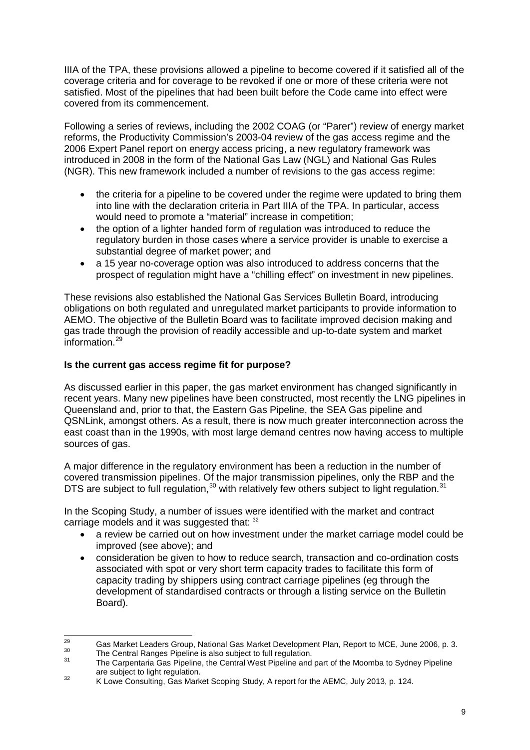IIIA of the TPA, these provisions allowed a pipeline to become covered if it satisfied all of the coverage criteria and for coverage to be revoked if one or more of these criteria were not satisfied. Most of the pipelines that had been built before the Code came into effect were covered from its commencement.

Following a series of reviews, including the 2002 COAG (or "Parer") review of energy market reforms, the Productivity Commission's 2003-04 review of the gas access regime and the 2006 Expert Panel report on energy access pricing, a new regulatory framework was introduced in 2008 in the form of the National Gas Law (NGL) and National Gas Rules (NGR). This new framework included a number of revisions to the gas access regime:

- the criteria for a pipeline to be covered under the regime were updated to bring them into line with the declaration criteria in Part IIIA of the TPA. In particular, access would need to promote a "material" increase in competition;
- the option of a lighter handed form of regulation was introduced to reduce the regulatory burden in those cases where a service provider is unable to exercise a substantial degree of market power; and
- a 15 year no-coverage option was also introduced to address concerns that the prospect of regulation might have a "chilling effect" on investment in new pipelines.

These revisions also established the National Gas Services Bulletin Board, introducing obligations on both regulated and unregulated market participants to provide information to AEMO. The objective of the Bulletin Board was to facilitate improved decision making and gas trade through the provision of readily accessible and up-to-date system and market information.[29]

**Is the current gas access regime fit for purpose?**

As discussed earlier in this paper, the gas market environment has changed significantly in recent years. Many new pipelines have been constructed, most recently the LNG pipelines in Queensland and, prior to that, the Eastern Gas Pipeline, the SEA Gas pipeline and QSNLink, amongst others. As a result, there is now much greater interconnection across the east coast than in the 1990s, with most large demand centres now having access to multiple sources of gas.

A major difference in the regulatory environment has been a reduction in the number of covered transmission pipelines. Of the major transmission pipelines, only the RBP and the DTS are subject to full regulation,[30] with relatively few others subject to light regulation.[31]

In the Scoping Study, a number of issues were identified with the market and contract carriage models and it was suggested that: [32]

- a review be carried out on how investment under the market carriage model could be improved (see above); and
- consideration be given to how to reduce search, transaction and co-ordination costs associated with spot or very short term capacity trades to facilitate this form of capacity trading by shippers using contract carriage pipelines (eg through the development of standardised contracts or through a listing service on the Bulletin Board).

---

[29] Gas Market Leaders Group, National Gas Market Development Plan, Report to MCE, June 2006, p. 3.

[30] The Central Ranges Pipeline is also subject to full regulation.

[31] The Carpentaria Gas Pipeline, the Central West Pipeline and part of the Moomba to Sydney Pipeline are subject to light regulation.

[32] K Lowe Consulting, Gas Market Scoping Study, A report for the AEMC, July 2013, p. 124.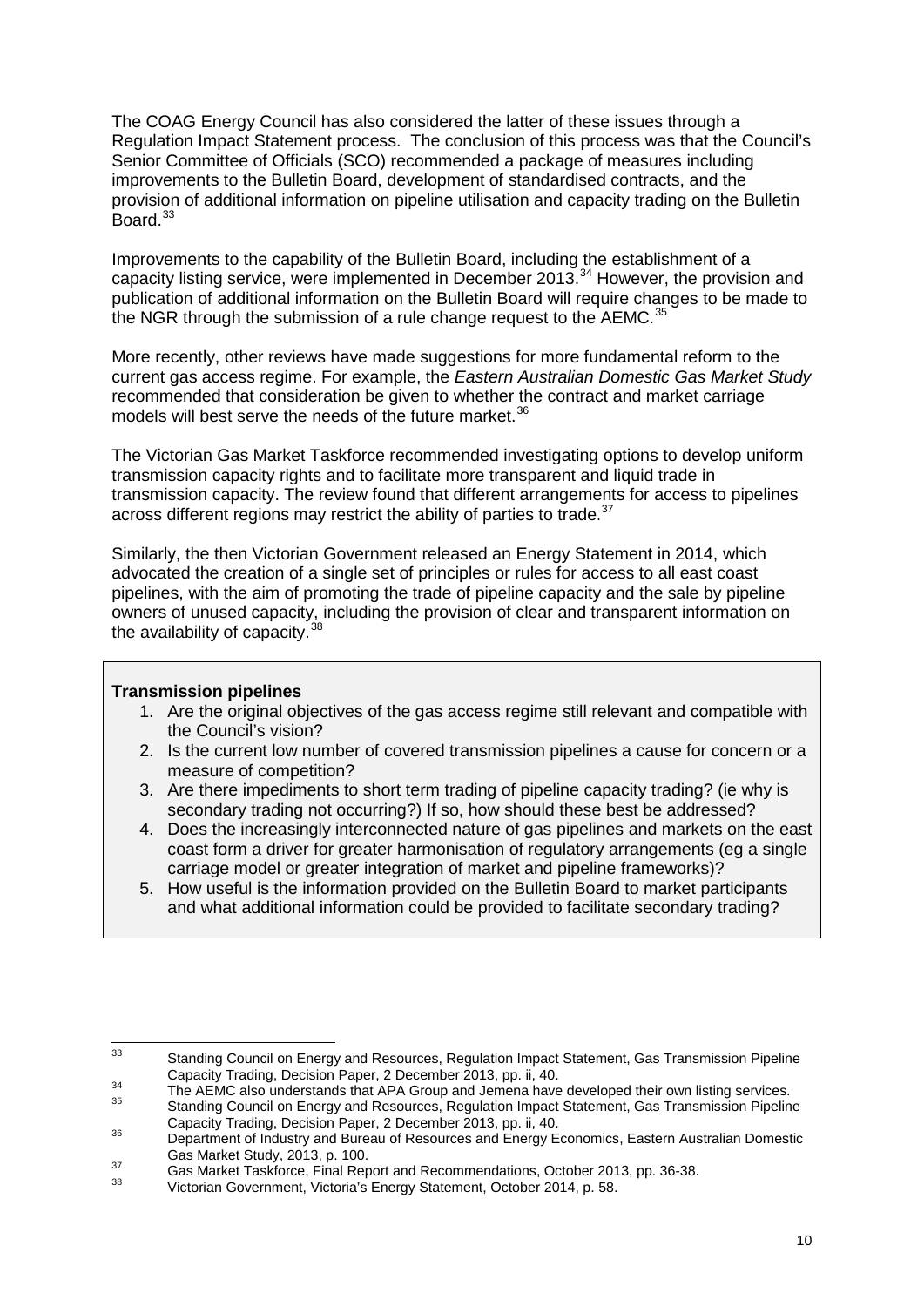The COAG Energy Council has also considered the latter of these issues through a Regulation Impact Statement process. The conclusion of this process was that the Council's Senior Committee of Officials (SCO) recommended a package of measures including improvements to the Bulletin Board, development of standardised contracts, and the provision of additional information on pipeline utilisation and capacity trading on the Bulletin Board.[33]

Improvements to the capability of the Bulletin Board, including the establishment of a capacity listing service, were implemented in December 2013.[34] However, the provision and publication of additional information on the Bulletin Board will require changes to be made to the NGR through the submission of a rule change request to the AEMC.[35]

More recently, other reviews have made suggestions for more fundamental reform to the current gas access regime. For example, the *Eastern Australian Domestic Gas Market Study* recommended that consideration be given to whether the contract and market carriage models will best serve the needs of the future market.[36]

The Victorian Gas Market Taskforce recommended investigating options to develop uniform transmission capacity rights and to facilitate more transparent and liquid trade in transmission capacity. The review found that different arrangements for access to pipelines across different regions may restrict the ability of parties to trade.[37]

Similarly, the then Victorian Government released an Energy Statement in 2014, which advocated the creation of a single set of principles or rules for access to all east coast pipelines, with the aim of promoting the trade of pipeline capacity and the sale by pipeline owners of unused capacity, including the provision of clear and transparent information on the availability of capacity.[38]

**Transmission pipelines**

1. Are the original objectives of the gas access regime still relevant and compatible with the Council's vision?
2. Is the current low number of covered transmission pipelines a cause for concern or a measure of competition?
3. Are there impediments to short term trading of pipeline capacity trading? (ie why is secondary trading not occurring?) If so, how should these best be addressed?
4. Does the increasingly interconnected nature of gas pipelines and markets on the east coast form a driver for greater harmonisation of regulatory arrangements (eg a single carriage model or greater integration of market and pipeline frameworks)?
5. How useful is the information provided on the Bulletin Board to market participants and what additional information could be provided to facilitate secondary trading?

---

[33] Standing Council on Energy and Resources, Regulation Impact Statement, Gas Transmission Pipeline Capacity Trading, Decision Paper, 2 December 2013, pp. ii, 40.

[34] The AEMC also understands that APA Group and Jemena have developed their own listing services.

[35] Standing Council on Energy and Resources, Regulation Impact Statement, Gas Transmission Pipeline Capacity Trading, Decision Paper, 2 December 2013, pp. ii, 40.

[36] Department of Industry and Bureau of Resources and Energy Economics, Eastern Australian Domestic Gas Market Study, 2013, p. 100.

[37] Gas Market Taskforce, Final Report and Recommendations, October 2013, pp. 36-38.

[38] Victorian Government, Victoria's Energy Statement, October 2014, p. 58.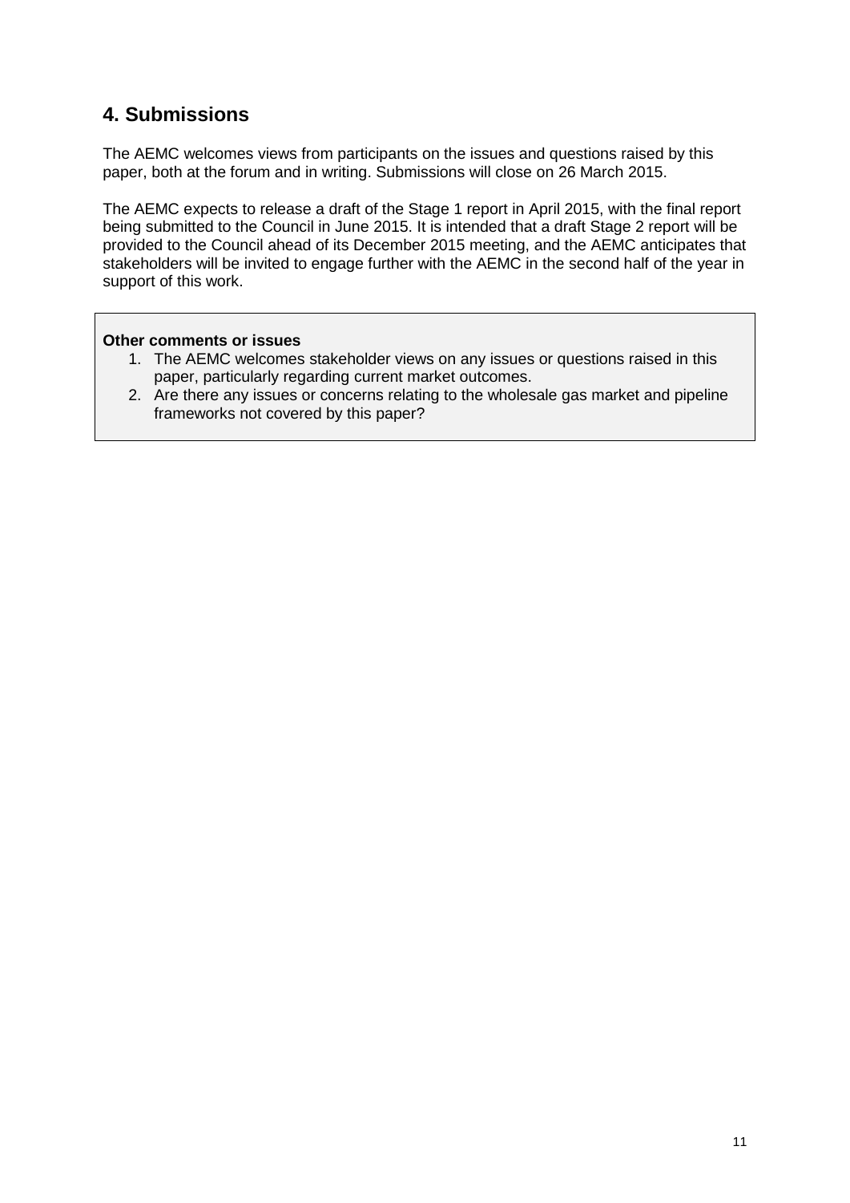## 4. Submissions

The AEMC welcomes views from participants on the issues and questions raised by this paper, both at the forum and in writing. Submissions will close on 26 March 2015.

The AEMC expects to release a draft of the Stage 1 report in April 2015, with the final report being submitted to the Council in June 2015. It is intended that a draft Stage 2 report will be provided to the Council ahead of its December 2015 meeting, and the AEMC anticipates that stakeholders will be invited to engage further with the AEMC in the second half of the year in support of this work.

**Other comments or issues**

1. The AEMC welcomes stakeholder views on any issues or questions raised in this paper, particularly regarding current market outcomes.
2. Are there any issues or concerns relating to the wholesale gas market and pipeline frameworks not covered by this paper?